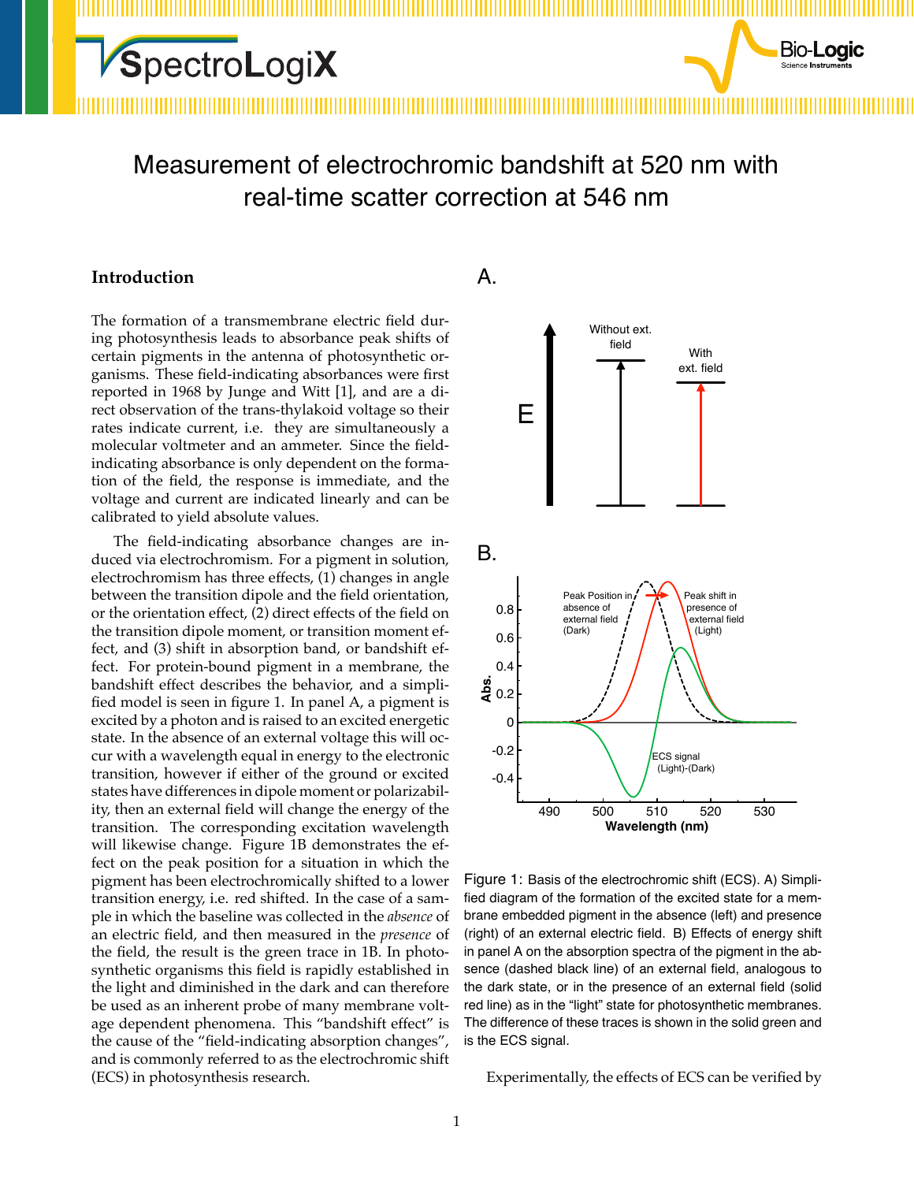# Measurement of electrochromic bandshift at 520 nm with real-time scatter correction at 546 nm

## Introduction

The formation of a transmembrane electric field during photosynthesis leads to absorbance peak shifts of certain pigments in the antenna of photosynthetic organisms. These field-indicating absorbances were first reported in 1968 by Junge and Witt [1], and are a direct observation of the trans-thylakoid voltage so their rates indicate current, i.e. they are simultaneously a molecular voltmeter and an ammeter. Since the field-indicating absorbance is only dependent on the formation of the field, the response is immediate, and the voltage and current are indicated linearly and can be calibrated to yield absolute values.

The field-indicating absorbance changes are induced via electrochromism. For a pigment in solution, electrochromism has three effects, (1) changes in angle between the transition dipole and the field orientation, or the orientation effect, (2) direct effects of the field on the transition dipole moment, or transition moment effect, and (3) shift in absorption band, or bandshift effect. For protein-bound pigment in a membrane, the bandshift effect describes the behavior, and a simplified model is seen in figure 1. In panel A, a pigment is excited by a photon and is raised to an excited energetic state. In the absence of an external voltage this will occur with a wavelength equal in energy to the electronic transition, however if either of the ground or excited states have differences in dipole moment or polarizability, then an external field will change the energy of the transition. The corresponding excitation wavelength will likewise change. Figure 1B demonstrates the effect on the peak position for a situation in which the pigment has been electrochromically shifted to a lower transition energy, i.e. red shifted. In the case of a sample in which the baseline was collected in the *absence* of an electric field, and then measured in the *presence* of the field, the result is the green trace in 1B. In photosynthetic organisms this field is rapidly established in the light and diminished in the dark and can therefore be used as an inherent probe of many membrane voltage dependent phenomena. This “bandshift effect” is the cause of the “field-indicating absorption changes”, and is commonly referred to as the electrochromic shift (ECS) in photosynthesis research.

Figure 1: Basis of the electrochromic shift (ECS). A) Simplified diagram of the formation of the excited state for a membrane embedded pigment in the absence (left) and presence (right) of an external electric field. B) Effects of energy shift in panel A on the absorption spectra of the pigment in the absence (dashed black line) of an external field, analogous to the dark state, or in the presence of an external field (solid red line) as in the “light” state for photosynthetic membranes. The difference of these traces is shown in the solid green and is the ECS signal.

Experimentally, the effects of ECS can be verified by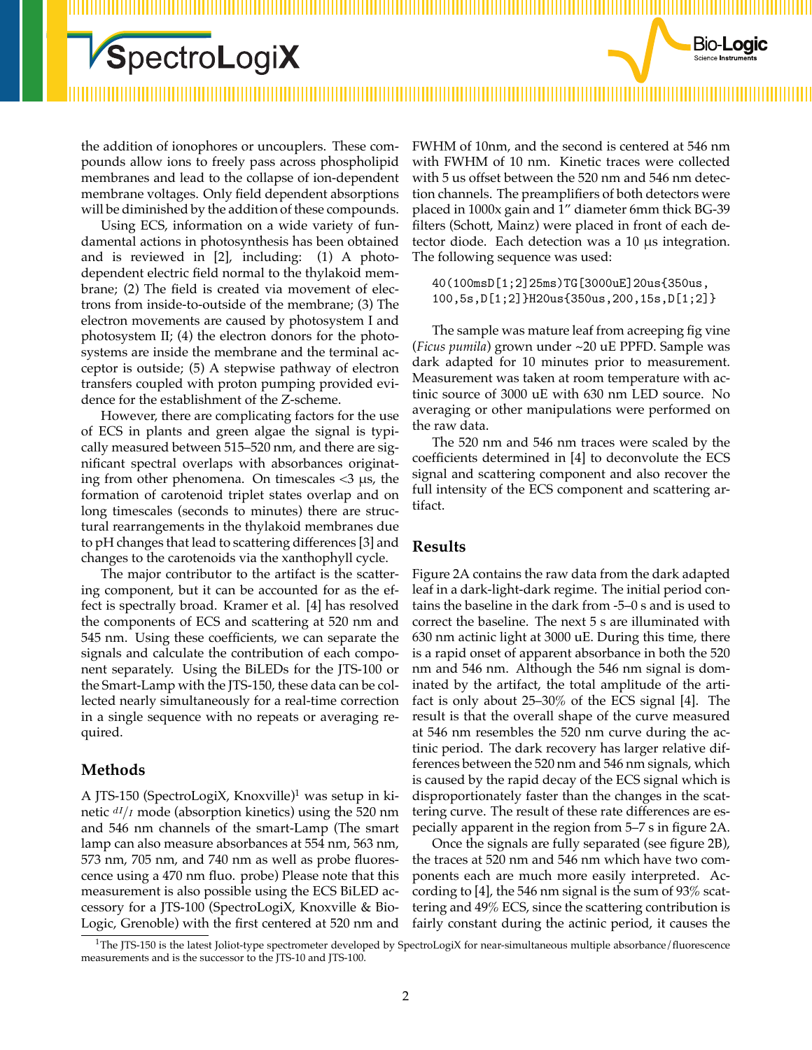the addition of ionophores or uncouplers. These compounds allow ions to freely pass across phospholipid membranes and lead to the collapse of ion-dependent membrane voltages. Only field dependent absorptions will be diminished by the addition of these compounds.

Using ECS, information on a wide variety of fundamental actions in photosynthesis has been obtained and is reviewed in [2], including: (1) A photo-dependent electric field normal to the thylakoid membrane; (2) The field is created via movement of electrons from inside-to-outside of the membrane; (3) The electron movements are caused by photosystem I and photosystem II; (4) the electron donors for the photosystems are inside the membrane and the terminal acceptor is outside; (5) A stepwise pathway of electron transfers coupled with proton pumping provided evidence for the establishment of the Z-scheme.

However, there are complicating factors for the use of ECS in plants and green algae the signal is typically measured between 515–520 nm, and there are significant spectral overlaps with absorbances originating from other phenomena. On timescales <3 µs, the formation of carotenoid triplet states overlap and on long timescales (seconds to minutes) there are structural rearrangements in the thylakoid membranes due to pH changes that lead to scattering differences [3] and changes to the carotenoids via the xanthophyll cycle.

The major contributor to the artifact is the scattering component, but it can be accounted for as the effect is spectrally broad. Kramer et al. [4] has resolved the components of ECS and scattering at 520 nm and 545 nm. Using these coefficients, we can separate the signals and calculate the contribution of each component separately. Using the BiLEDs for the JTS-100 or the Smart-Lamp with the JTS-150, these data can be collected nearly simultaneously for a real-time correction in a single sequence with no repeats or averaging required.

## Methods

A JTS-150 (SpectroLogiX, Knoxville)[1] was setup in kinetic $dI/I$ mode (absorption kinetics) using the 520 nm and 546 nm channels of the smart-Lamp (The smart lamp can also measure absorbances at 554 nm, 563 nm, 573 nm, 705 nm, and 740 nm as well as probe fluorescence using a 470 nm fluo. probe) Please note that this measurement is also possible using the ECS BiLED accessory for a JTS-100 (SpectroLogiX, Knoxville & Bio-Logic, Grenoble) with the first centered at 520 nm and FWHM of 10nm, and the second is centered at 546 nm with FWHM of 10 nm. Kinetic traces were collected with 5 us offset between the 520 nm and 546 nm detection channels. The preamplifiers of both detectors were placed in 1000x gain and 1" diameter 6mm thick BG-39 filters (Schott, Mainz) were placed in front of each detector diode. Each detection was a 10 µs integration. The following sequence was used:

```
40(100msD[1;2]25ms)TG[3000uE]20us{350us,
100,5s,D[1;2]}H20us{350us,200,15s,D[1;2]}
```

The sample was mature leaf from acreeping fig vine (*Ficus pumila*) grown under ~20 uE PPFD. Sample was dark adapted for 10 minutes prior to measurement. Measurement was taken at room temperature with actinic source of 3000 uE with 630 nm LED source. No averaging or other manipulations were performed on the raw data.

The 520 nm and 546 nm traces were scaled by the coefficients determined in [4] to deconvolute the ECS signal and scattering component and also recover the full intensity of the ECS component and scattering artifact.

## Results

Figure 2A contains the raw data from the dark adapted leaf in a dark-light-dark regime. The initial period contains the baseline in the dark from -5–0 s and is used to correct the baseline. The next 5 s are illuminated with 630 nm actinic light at 3000 uE. During this time, there is a rapid onset of apparent absorbance in both the 520 nm and 546 nm. Although the 546 nm signal is dominated by the artifact, the total amplitude of the artifact is only about 25–30% of the ECS signal [4]. The result is that the overall shape of the curve measured at 546 nm resembles the 520 nm curve during the actinic period. The dark recovery has larger relative differences between the 520 nm and 546 nm signals, which is caused by the rapid decay of the ECS signal which is disproportionately faster than the changes in the scattering curve. The result of these rate differences are especially apparent in the region from 5–7 s in figure 2A.

Once the signals are fully separated (see figure 2B), the traces at 520 nm and 546 nm which have two components each are much more easily interpreted. According to [4], the 546 nm signal is the sum of 93% scattering and 49% ECS, since the scattering contribution is fairly constant during the actinic period, it causes the

[1] The JTS-150 is the latest Joliot-type spectrometer developed by SpectroLogiX for near-simultaneous multiple absorbance/fluorescence measurements and is the successor to the JTS-10 and JTS-100.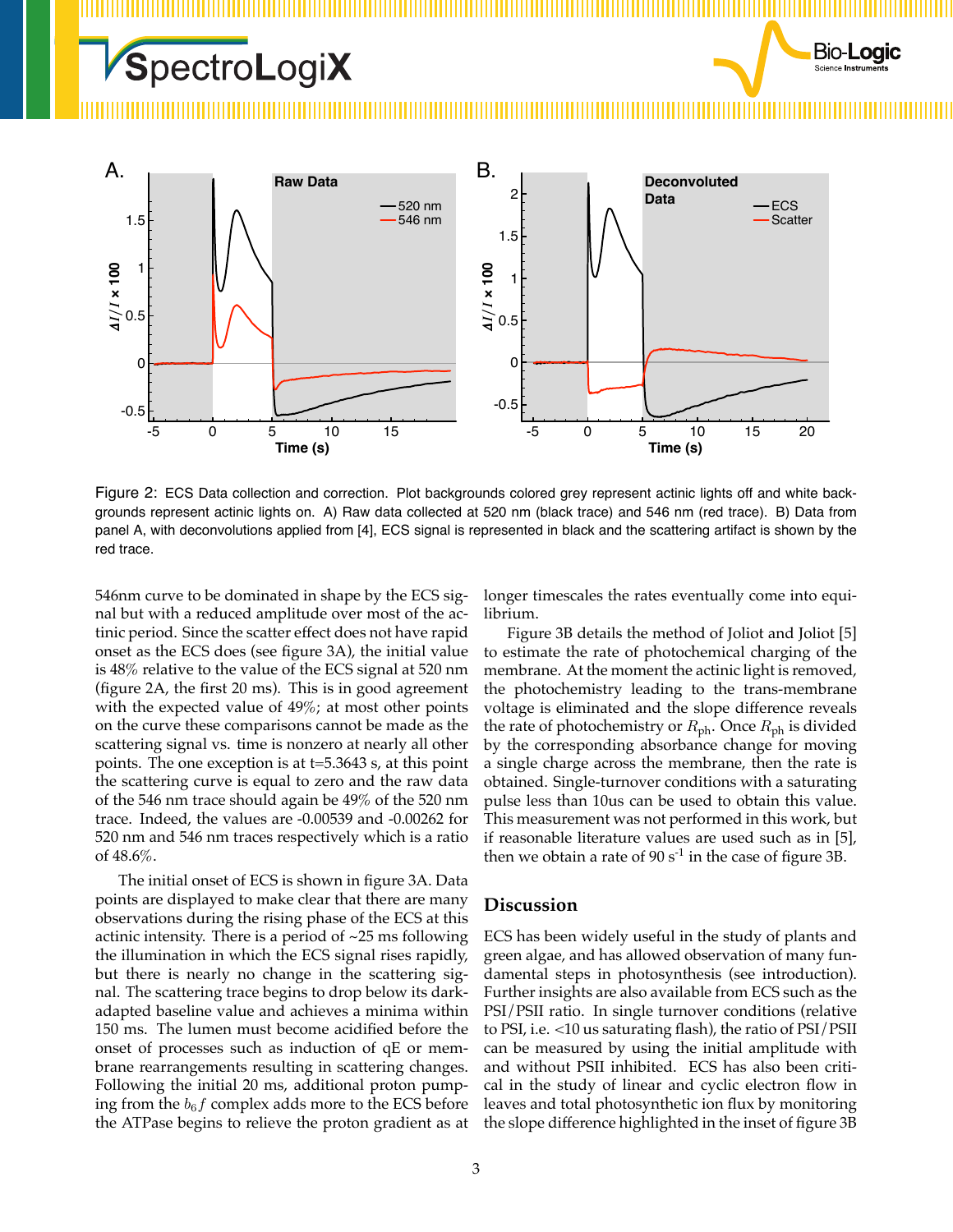Figure 2: ECS Data collection and correction. Plot backgrounds colored grey represent actinic lights off and white backgrounds represent actinic lights on. A) Raw data collected at 520 nm (black trace) and 546 nm (red trace). B) Data from panel A, with deconvolutions applied from [4], ECS signal is represented in black and the scattering artifact is shown by the red trace.

546nm curve to be dominated in shape by the ECS signal but with a reduced amplitude over most of the actinic period. Since the scatter effect does not have rapid onset as the ECS does (see figure 3A), the initial value is 48% relative to the value of the ECS signal at 520 nm (figure 2A, the first 20 ms). This is in good agreement with the expected value of 49%; at most other points on the curve these comparisons cannot be made as the scattering signal vs. time is nonzero at nearly all other points. The one exception is at t=5.3643 s, at this point the scattering curve is equal to zero and the raw data of the 546 nm trace should again be 49% of the 520 nm trace. Indeed, the values are -0.00539 and -0.00262 for 520 nm and 546 nm traces respectively which is a ratio of 48.6%.

The initial onset of ECS is shown in figure 3A. Data points are displayed to make clear that there are many observations during the rising phase of the ECS at this actinic intensity. There is a period of ~25 ms following the illumination in which the ECS signal rises rapidly, but there is nearly no change in the scattering signal. The scattering trace begins to drop below its dark-adapted baseline value and achieves a minima within 150 ms. The lumen must become acidified before the onset of processes such as induction of qE or membrane rearrangements resulting in scattering changes. Following the initial 20 ms, additional proton pumping from the $b_6f$ complex adds more to the ECS before the ATPase begins to relieve the proton gradient as at longer timescales the rates eventually come into equilibrium.

Figure 3B details the method of Joliot and Joliot [5] to estimate the rate of photochemical charging of the membrane. At the moment the actinic light is removed, the photochemistry leading to the trans-membrane voltage is eliminated and the slope difference reveals the rate of photochemistry or $R_{ph}$. Once $R_{ph}$ is divided by the corresponding absorbance change for moving a single charge across the membrane, then the rate is obtained. Single-turnover conditions with a saturating pulse less than 10us can be used to obtain this value. This measurement was not performed in this work, but if reasonable literature values are used such as in [5], then we obtain a rate of 90 $s^{-1}$ in the case of figure 3B.

## Discussion

ECS has been widely useful in the study of plants and green algae, and has allowed observation of many fundamental steps in photosynthesis (see introduction). Further insights are also available from ECS such as the PSI/PSII ratio. In single turnover conditions (relative to PSI, i.e. <10 us saturating flash), the ratio of PSI/PSII can be measured by using the initial amplitude with and without PSII inhibited. ECS has also been critical in the study of linear and cyclic electron flow in leaves and total photosynthetic ion flux by monitoring the slope difference highlighted in the inset of figure 3B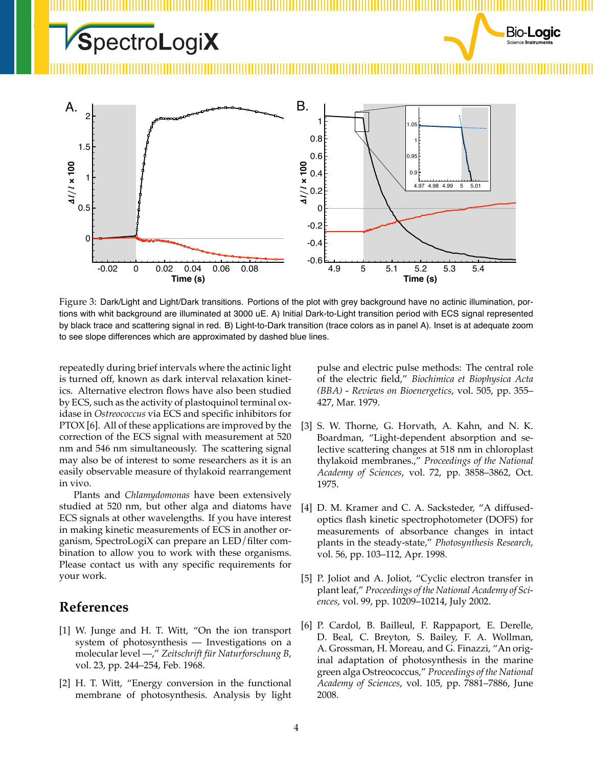A.

2
1.5
1
0.5
0
ΔI / I × 100
-0.02 0 0.02 0.04 0.06 0.08
Time (s)

B.

1
0.8
0.6
0.4
0.2
0
-0.2
-0.4
-0.6
ΔI / I × 100
4.9 5 5.1 5.2 5.3 5.4
Time (s)

1.05
1
0.95
0.9
4.97 4.98 4.99 5 5.01

Figure 3: Dark/Light and Light/Dark transitions. Portions of the plot with grey background have no actinic illumination, portions with whit background are illuminated at 3000 uE. A) Initial Dark-to-Light transition period with ECS signal represented by black trace and scattering signal in red. B) Light-to-Dark transition (trace colors as in panel A). Inset is at adequate zoom to see slope differences which are approximated by dashed blue lines.

repeatedly during brief intervals where the actinic light is turned off, known as dark interval relaxation kinetics. Alternative electron flows have also been studied by ECS, such as the activity of plastoquinol terminal oxidase in *Ostreococcus* via ECS and specific inhibitors for PTOX [6]. All of these applications are improved by the correction of the ECS signal with measurement at 520 nm and 546 nm simultaneously. The scattering signal may also be of interest to some researchers as it is an easily observable measure of thylakoid rearrangement in vivo.

Plants and *Chlamydomonas* have been extensively studied at 520 nm, but other alga and diatoms have ECS signals at other wavelengths. If you have interest in making kinetic measurements of ECS in another organism, SpectroLogiX can prepare an LED/filter combination to allow you to work with these organisms. Please contact us with any specific requirements for your work.

## References

[1] W. Junge and H. T. Witt, "On the ion transport system of photosynthesis — Investigations on a molecular level —," *Zeitschrift für Naturforschung B*, vol. 23, pp. 244–254, Feb. 1968.

[2] H. T. Witt, "Energy conversion in the functional membrane of photosynthesis. Analysis by light pulse and electric pulse methods: The central role of the electric field," *Biochimica et Biophysica Acta (BBA) - Reviews on Bioenergetics*, vol. 505, pp. 355–427, Mar. 1979.

[3] S. W. Thorne, G. Horvath, A. Kahn, and N. K. Boardman, "Light-dependent absorption and selective scattering changes at 518 nm in chloroplast thylakoid membranes.," *Proceedings of the National Academy of Sciences*, vol. 72, pp. 3858–3862, Oct. 1975.

[4] D. M. Kramer and C. A. Sacksteder, "A diffused-optics flash kinetic spectrophotometer (DOFS) for measurements of absorbance changes in intact plants in the steady-state," *Photosynthesis Research*, vol. 56, pp. 103–112, Apr. 1998.

[5] P. Joliot and A. Joliot, "Cyclic electron transfer in plant leaf," *Proceedings of the National Academy of Sciences*, vol. 99, pp. 10209–10214, July 2002.

[6] P. Cardol, B. Bailleul, F. Rappaport, E. Derelle, D. Beal, C. Breyton, S. Bailey, F. A. Wollman, A. Grossman, H. Moreau, and G. Finazzi, "An original adaptation of photosynthesis in the marine green alga Ostreococcus," *Proceedings of the National Academy of Sciences*, vol. 105, pp. 7881–7886, June 2008.